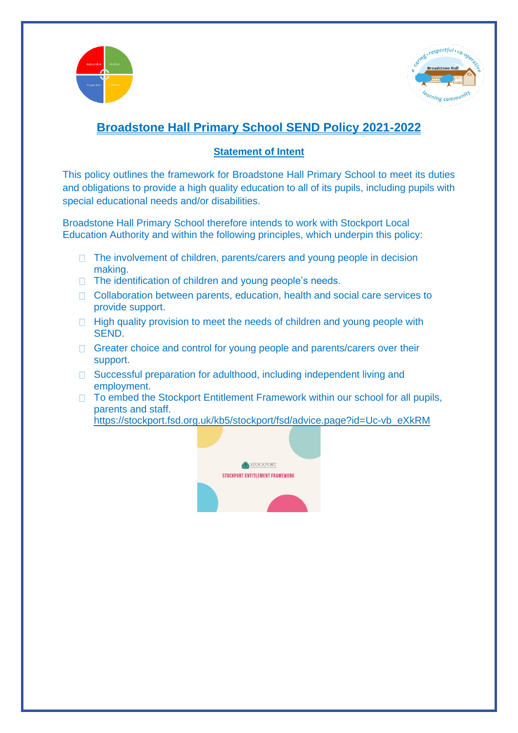# Broadstone Hall Primary School SEND Policy 2021-2022

## Statement of Intent

This policy outlines the framework for Broadstone Hall Primary School to meet its duties and obligations to provide a high quality education to all of its pupils, including pupils with special educational needs and/or disabilities.

Broadstone Hall Primary School therefore intends to work with Stockport Local Education Authority and within the following principles, which underpin this policy:

- The involvement of children, parents/carers and young people in decision making.
- The identification of children and young people's needs.
- Collaboration between parents, education, health and social care services to provide support.
- High quality provision to meet the needs of children and young people with SEND.
- Greater choice and control for young people and parents/carers over their support.
- Successful preparation for adulthood, including independent living and employment.
- To embed the Stockport Entitlement Framework within our school for all pupils, parents and staff. https://stockport.fsd.org.uk/kb5/stockport/fsd/advice.page?id=Uc-vb_eXkRM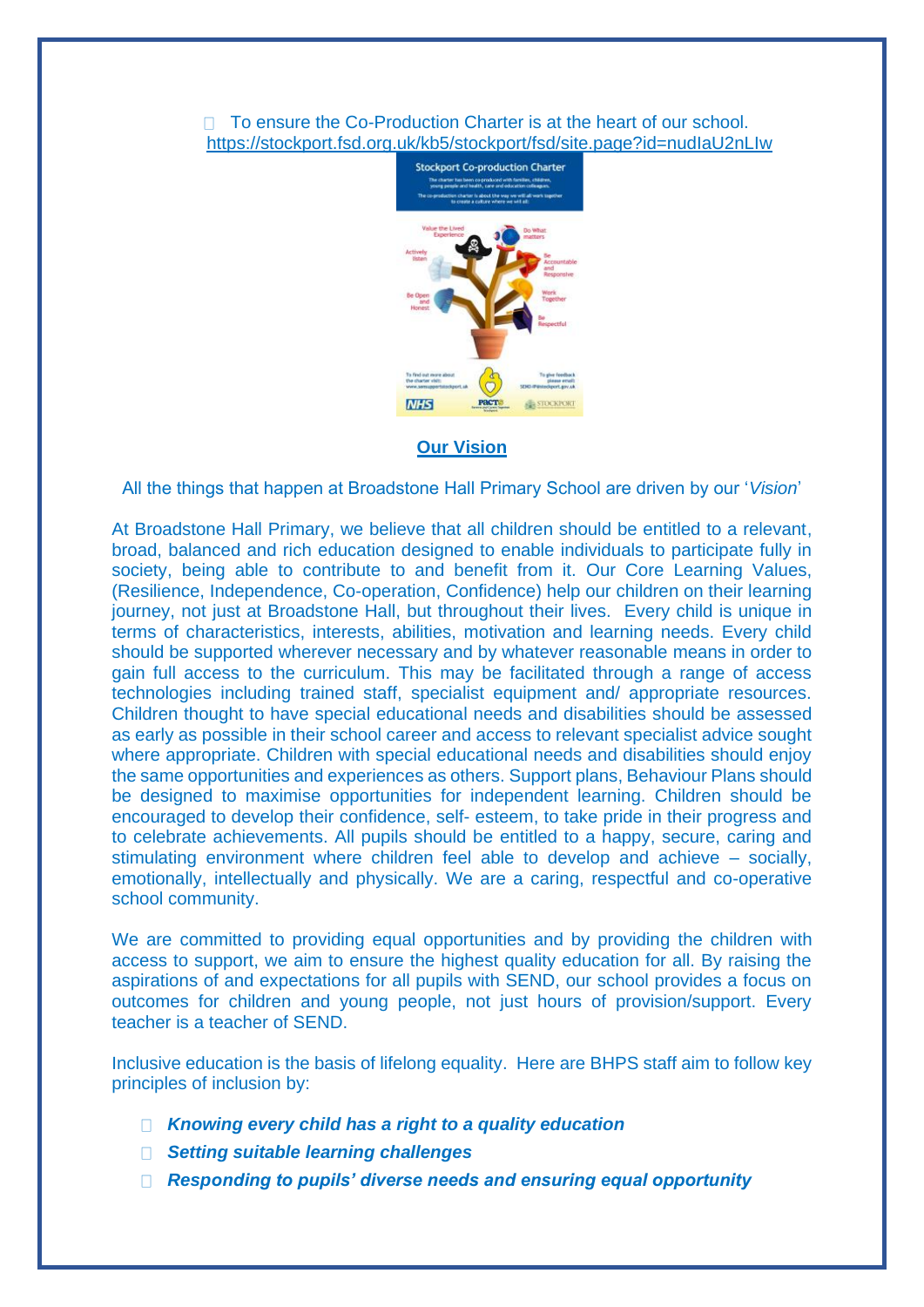- To ensure the Co-Production Charter is at the heart of our school. https://stockport.fsd.org.uk/kb5/stockport/fsd/site.page?id=nudIaU2nLIw

## Our Vision

All the things that happen at Broadstone Hall Primary School are driven by our '*Vision*'

At Broadstone Hall Primary, we believe that all children should be entitled to a relevant, broad, balanced and rich education designed to enable individuals to participate fully in society, being able to contribute to and benefit from it. Our Core Learning Values, (Resilience, Independence, Co-operation, Confidence) help our children on their learning journey, not just at Broadstone Hall, but throughout their lives. Every child is unique in terms of characteristics, interests, abilities, motivation and learning needs. Every child should be supported wherever necessary and by whatever reasonable means in order to gain full access to the curriculum. This may be facilitated through a range of access technologies including trained staff, specialist equipment and/ appropriate resources. Children thought to have special educational needs and disabilities should be assessed as early as possible in their school career and access to relevant specialist advice sought where appropriate. Children with special educational needs and disabilities should enjoy the same opportunities and experiences as others. Support plans, Behaviour Plans should be designed to maximise opportunities for independent learning. Children should be encouraged to develop their confidence, self- esteem, to take pride in their progress and to celebrate achievements. All pupils should be entitled to a happy, secure, caring and stimulating environment where children feel able to develop and achieve – socially, emotionally, intellectually and physically. We are a caring, respectful and co-operative school community.

We are committed to providing equal opportunities and by providing the children with access to support, we aim to ensure the highest quality education for all. By raising the aspirations of and expectations for all pupils with SEND, our school provides a focus on outcomes for children and young people, not just hours of provision/support. Every teacher is a teacher of SEND.

Inclusive education is the basis of lifelong equality. Here are BHPS staff aim to follow key principles of inclusion by:

- ***Knowing every child has a right to a quality education***
- ***Setting suitable learning challenges***
- ***Responding to pupils' diverse needs and ensuring equal opportunity***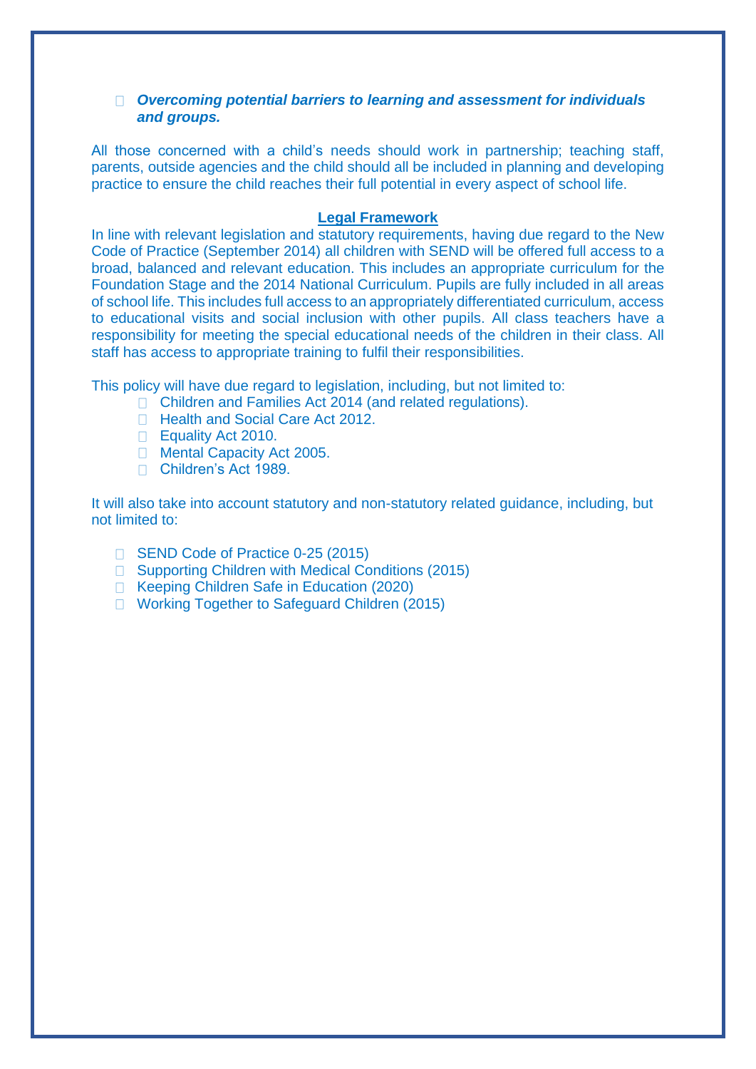- ***Overcoming potential barriers to learning and assessment for individuals and groups.***

All those concerned with a child's needs should work in partnership; teaching staff, parents, outside agencies and the child should all be included in planning and developing practice to ensure the child reaches their full potential in every aspect of school life.

## Legal Framework

In line with relevant legislation and statutory requirements, having due regard to the New Code of Practice (September 2014) all children with SEND will be offered full access to a broad, balanced and relevant education. This includes an appropriate curriculum for the Foundation Stage and the 2014 National Curriculum. Pupils are fully included in all areas of school life. This includes full access to an appropriately differentiated curriculum, access to educational visits and social inclusion with other pupils. All class teachers have a responsibility for meeting the special educational needs of the children in their class. All staff has access to appropriate training to fulfil their responsibilities.

This policy will have due regard to legislation, including, but not limited to:

- Children and Families Act 2014 (and related regulations).
- Health and Social Care Act 2012.
- Equality Act 2010.
- Mental Capacity Act 2005.
- Children's Act 1989.

It will also take into account statutory and non-statutory related guidance, including, but not limited to:

- SEND Code of Practice 0-25 (2015)
- Supporting Children with Medical Conditions (2015)
- Keeping Children Safe in Education (2020)
- Working Together to Safeguard Children (2015)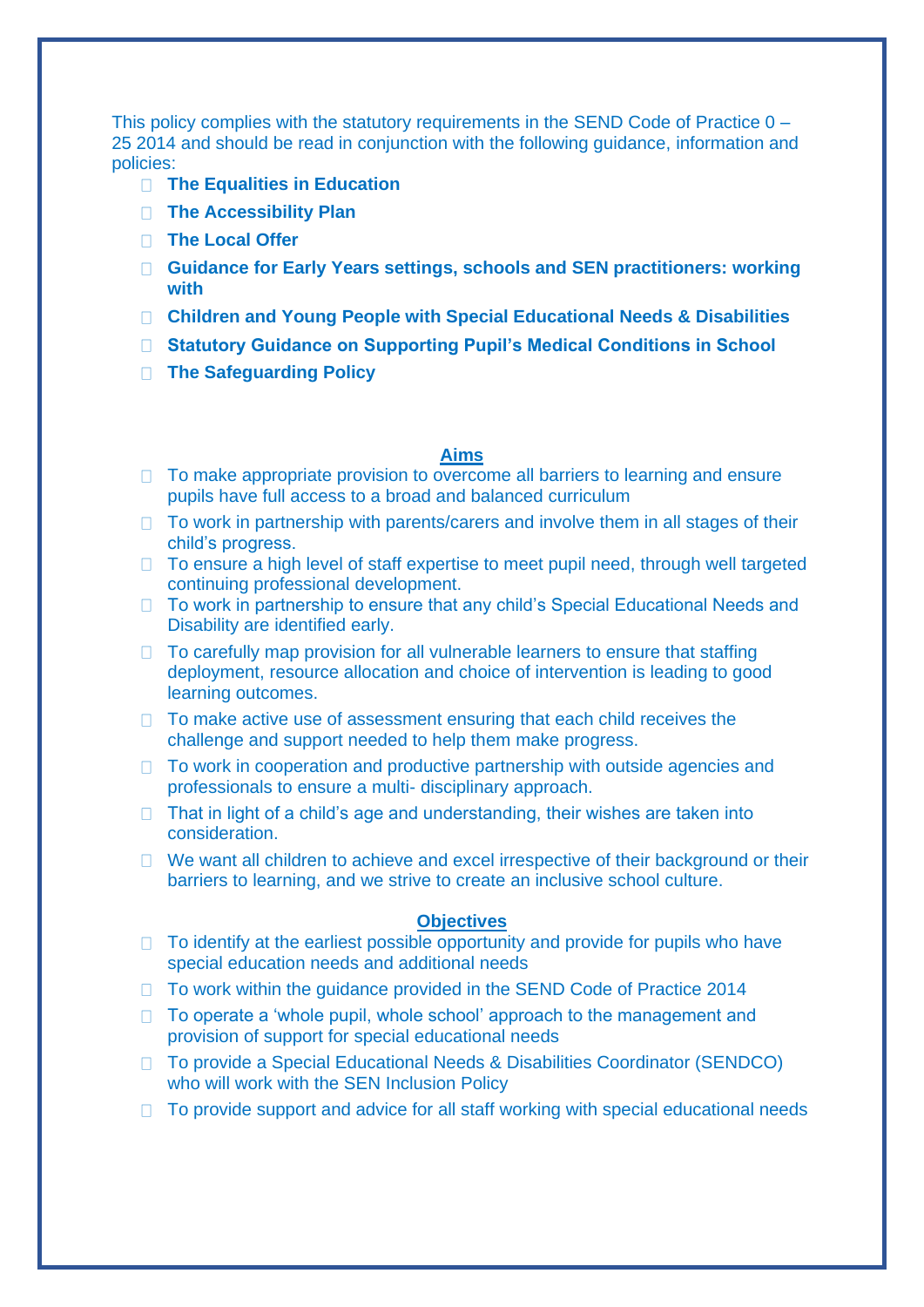This policy complies with the statutory requirements in the SEND Code of Practice 0 – 25 2014 and should be read in conjunction with the following guidance, information and policies:

- **The Equalities in Education**
- **The Accessibility Plan**
- **The Local Offer**
- **Guidance for Early Years settings, schools and SEN practitioners: working with**
- **Children and Young People with Special Educational Needs & Disabilities**
- **Statutory Guidance on Supporting Pupil's Medical Conditions in School**
- **The Safeguarding Policy**

## Aims

- To make appropriate provision to overcome all barriers to learning and ensure pupils have full access to a broad and balanced curriculum
- To work in partnership with parents/carers and involve them in all stages of their child's progress.
- To ensure a high level of staff expertise to meet pupil need, through well targeted continuing professional development.
- To work in partnership to ensure that any child's Special Educational Needs and Disability are identified early.
- To carefully map provision for all vulnerable learners to ensure that staffing deployment, resource allocation and choice of intervention is leading to good learning outcomes.
- To make active use of assessment ensuring that each child receives the challenge and support needed to help them make progress.
- To work in cooperation and productive partnership with outside agencies and professionals to ensure a multi- disciplinary approach.
- That in light of a child's age and understanding, their wishes are taken into consideration.
- We want all children to achieve and excel irrespective of their background or their barriers to learning, and we strive to create an inclusive school culture.

## Objectives

- To identify at the earliest possible opportunity and provide for pupils who have special education needs and additional needs
- To work within the guidance provided in the SEND Code of Practice 2014
- To operate a 'whole pupil, whole school' approach to the management and provision of support for special educational needs
- To provide a Special Educational Needs & Disabilities Coordinator (SENDCO) who will work with the SEN Inclusion Policy
- To provide support and advice for all staff working with special educational needs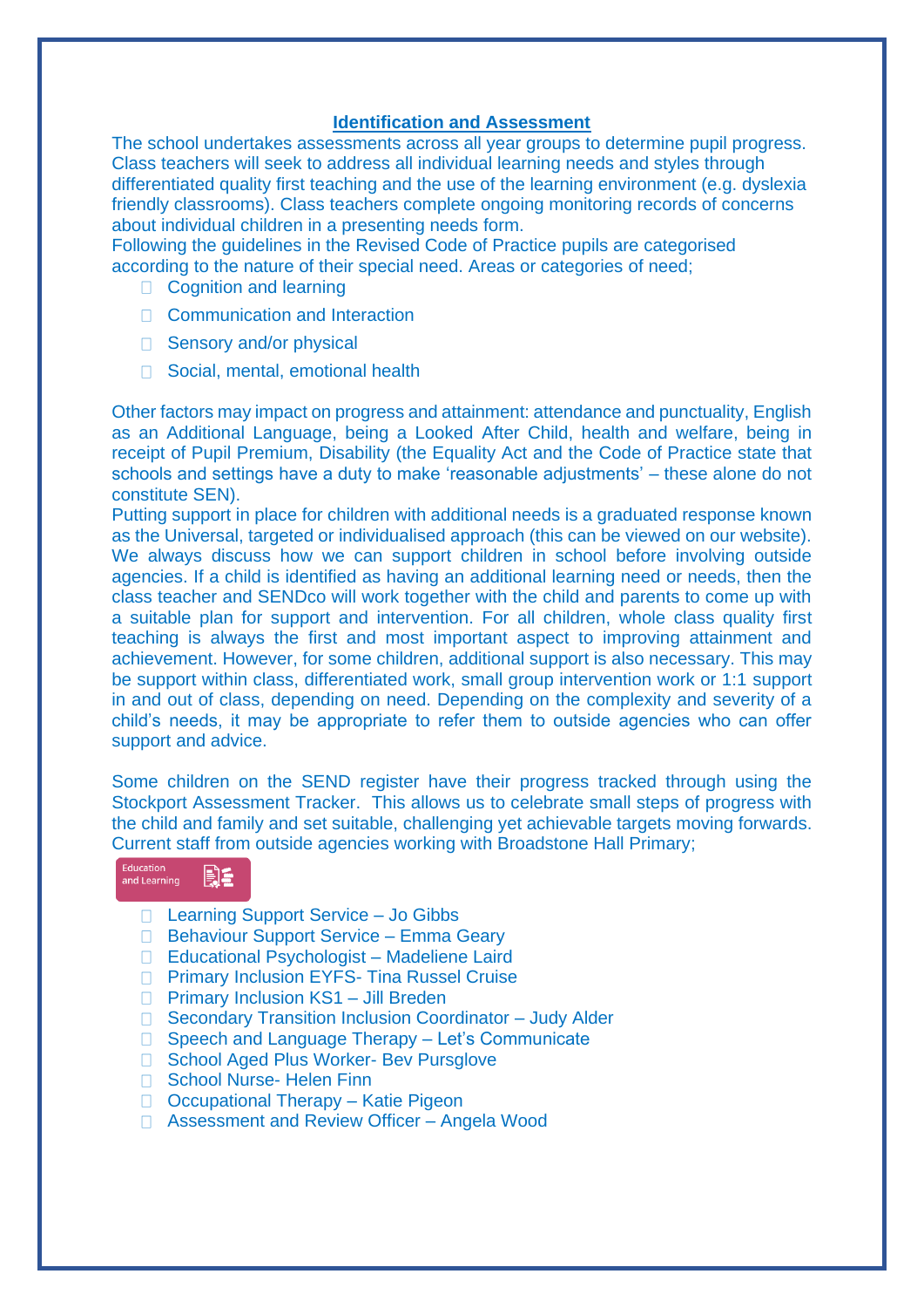## Identification and Assessment

The school undertakes assessments across all year groups to determine pupil progress. Class teachers will seek to address all individual learning needs and styles through differentiated quality first teaching and the use of the learning environment (e.g. dyslexia friendly classrooms). Class teachers complete ongoing monitoring records of concerns about individual children in a presenting needs form.

Following the guidelines in the Revised Code of Practice pupils are categorised according to the nature of their special need. Areas or categories of need;

- Cognition and learning
- Communication and Interaction
- Sensory and/or physical
- Social, mental, emotional health

Other factors may impact on progress and attainment: attendance and punctuality, English as an Additional Language, being a Looked After Child, health and welfare, being in receipt of Pupil Premium, Disability (the Equality Act and the Code of Practice state that schools and settings have a duty to make 'reasonable adjustments' – these alone do not constitute SEN).

Putting support in place for children with additional needs is a graduated response known as the Universal, targeted or individualised approach (this can be viewed on our website). We always discuss how we can support children in school before involving outside agencies. If a child is identified as having an additional learning need or needs, then the class teacher and SENDco will work together with the child and parents to come up with a suitable plan for support and intervention. For all children, whole class quality first teaching is always the first and most important aspect to improving attainment and achievement. However, for some children, additional support is also necessary. This may be support within class, differentiated work, small group intervention work or 1:1 support in and out of class, depending on need. Depending on the complexity and severity of a child's needs, it may be appropriate to refer them to outside agencies who can offer support and advice.

Some children on the SEND register have their progress tracked through using the Stockport Assessment Tracker. This allows us to celebrate small steps of progress with the child and family and set suitable, challenging yet achievable targets moving forwards. Current staff from outside agencies working with Broadstone Hall Primary;

Education and Learning

- Learning Support Service – Jo Gibbs
- Behaviour Support Service – Emma Geary
- Educational Psychologist – Madeliene Laird
- Primary Inclusion EYFS- Tina Russel Cruise
- Primary Inclusion KS1 – Jill Breden
- Secondary Transition Inclusion Coordinator – Judy Alder
- Speech and Language Therapy – Let's Communicate
- School Aged Plus Worker- Bev Pursglove
- School Nurse- Helen Finn
- Occupational Therapy – Katie Pigeon
- Assessment and Review Officer – Angela Wood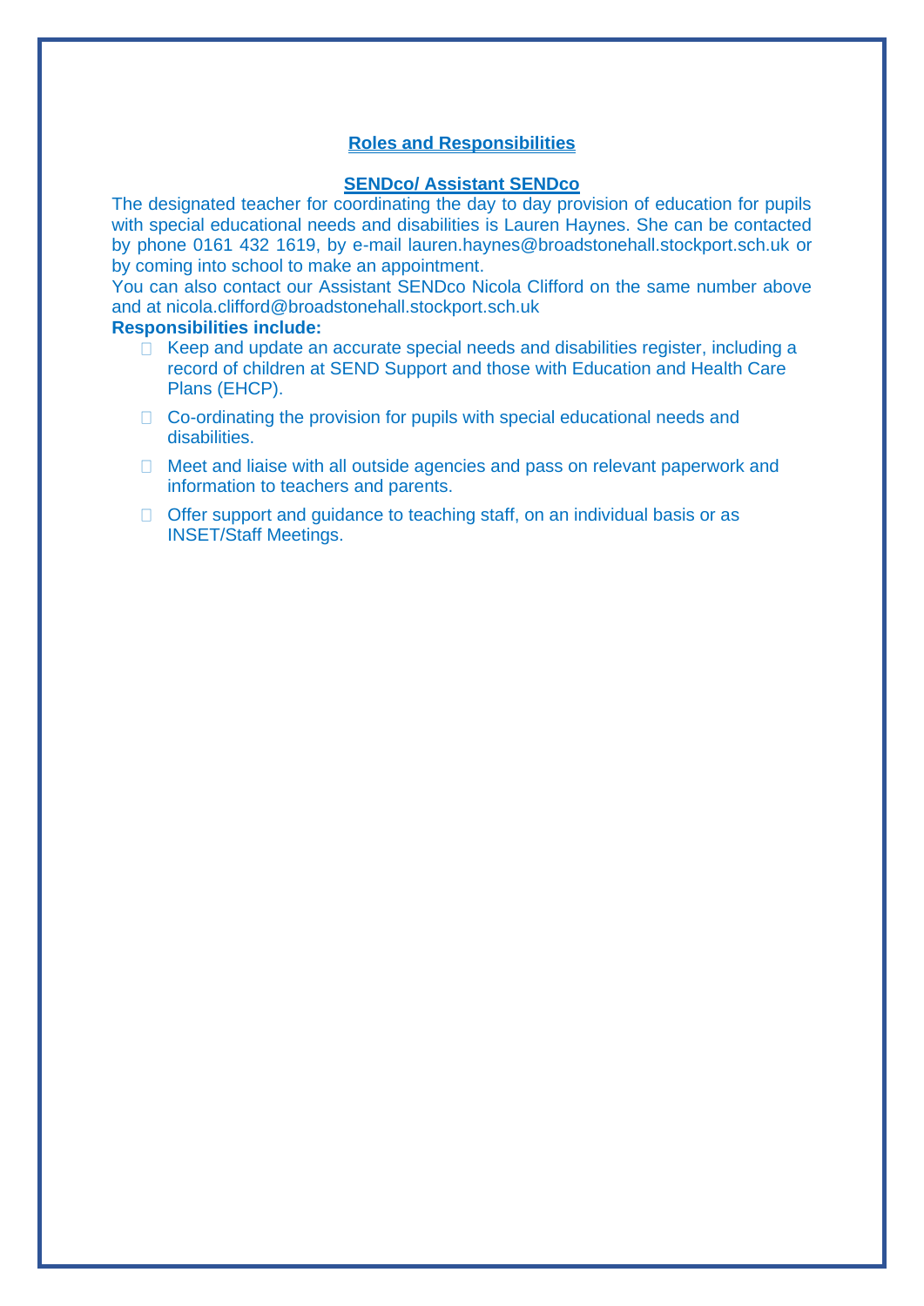## Roles and Responsibilities

### SENDco/ Assistant SENDco

The designated teacher for coordinating the day to day provision of education for pupils with special educational needs and disabilities is Lauren Haynes. She can be contacted by phone 0161 432 1619, by e-mail lauren.haynes@broadstonehall.stockport.sch.uk or by coming into school to make an appointment.

You can also contact our Assistant SENDco Nicola Clifford on the same number above and at nicola.clifford@broadstonehall.stockport.sch.uk

**Responsibilities include:**

- Keep and update an accurate special needs and disabilities register, including a record of children at SEND Support and those with Education and Health Care Plans (EHCP).
- Co-ordinating the provision for pupils with special educational needs and disabilities.
- Meet and liaise with all outside agencies and pass on relevant paperwork and information to teachers and parents.
- Offer support and guidance to teaching staff, on an individual basis or as INSET/Staff Meetings.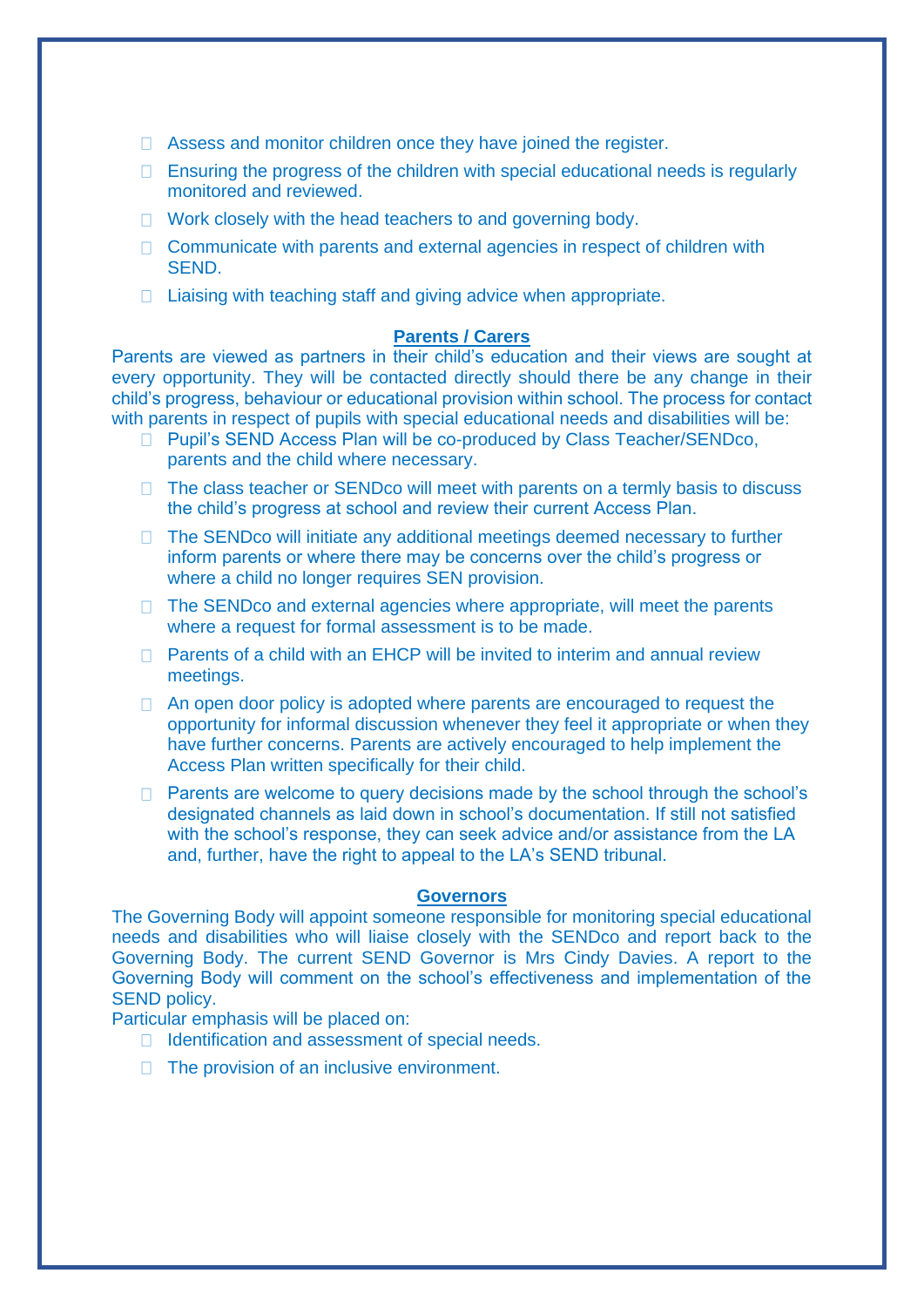- Assess and monitor children once they have joined the register.
- Ensuring the progress of the children with special educational needs is regularly monitored and reviewed.
- Work closely with the head teachers to and governing body.
- Communicate with parents and external agencies in respect of children with SEND.
- Liaising with teaching staff and giving advice when appropriate.

## Parents / Carers

Parents are viewed as partners in their child's education and their views are sought at every opportunity. They will be contacted directly should there be any change in their child's progress, behaviour or educational provision within school. The process for contact with parents in respect of pupils with special educational needs and disabilities will be:

- Pupil's SEND Access Plan will be co-produced by Class Teacher/SENDco, parents and the child where necessary.
- The class teacher or SENDco will meet with parents on a termly basis to discuss the child's progress at school and review their current Access Plan.
- The SENDco will initiate any additional meetings deemed necessary to further inform parents or where there may be concerns over the child's progress or where a child no longer requires SEN provision.
- The SENDco and external agencies where appropriate, will meet the parents where a request for formal assessment is to be made.
- Parents of a child with an EHCP will be invited to interim and annual review meetings.
- An open door policy is adopted where parents are encouraged to request the opportunity for informal discussion whenever they feel it appropriate or when they have further concerns. Parents are actively encouraged to help implement the Access Plan written specifically for their child.
- Parents are welcome to query decisions made by the school through the school's designated channels as laid down in school's documentation. If still not satisfied with the school's response, they can seek advice and/or assistance from the LA and, further, have the right to appeal to the LA's SEND tribunal.

## Governors

The Governing Body will appoint someone responsible for monitoring special educational needs and disabilities who will liaise closely with the SENDco and report back to the Governing Body. The current SEND Governor is Mrs Cindy Davies. A report to the Governing Body will comment on the school's effectiveness and implementation of the SEND policy.

Particular emphasis will be placed on:

- Identification and assessment of special needs.
- The provision of an inclusive environment.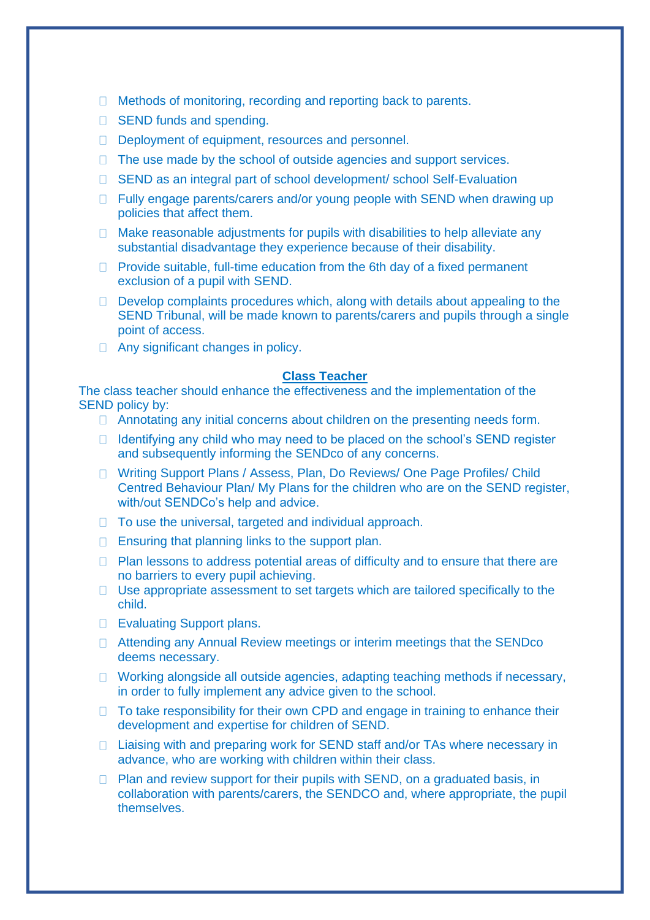- Methods of monitoring, recording and reporting back to parents.
- SEND funds and spending.
- Deployment of equipment, resources and personnel.
- The use made by the school of outside agencies and support services.
- SEND as an integral part of school development/ school Self-Evaluation
- Fully engage parents/carers and/or young people with SEND when drawing up policies that affect them.
- Make reasonable adjustments for pupils with disabilities to help alleviate any substantial disadvantage they experience because of their disability.
- Provide suitable, full-time education from the 6th day of a fixed permanent exclusion of a pupil with SEND.
- Develop complaints procedures which, along with details about appealing to the SEND Tribunal, will be made known to parents/carers and pupils through a single point of access.
- Any significant changes in policy.

## Class Teacher

The class teacher should enhance the effectiveness and the implementation of the SEND policy by:

- Annotating any initial concerns about children on the presenting needs form.
- Identifying any child who may need to be placed on the school's SEND register and subsequently informing the SENDco of any concerns.
- Writing Support Plans / Assess, Plan, Do Reviews/ One Page Profiles/ Child Centred Behaviour Plan/ My Plans for the children who are on the SEND register, with/out SENDCo's help and advice.
- To use the universal, targeted and individual approach.
- Ensuring that planning links to the support plan.
- Plan lessons to address potential areas of difficulty and to ensure that there are no barriers to every pupil achieving.
- Use appropriate assessment to set targets which are tailored specifically to the child.
- Evaluating Support plans.
- Attending any Annual Review meetings or interim meetings that the SENDco deems necessary.
- Working alongside all outside agencies, adapting teaching methods if necessary, in order to fully implement any advice given to the school.
- To take responsibility for their own CPD and engage in training to enhance their development and expertise for children of SEND.
- Liaising with and preparing work for SEND staff and/or TAs where necessary in advance, who are working with children within their class.
- Plan and review support for their pupils with SEND, on a graduated basis, in collaboration with parents/carers, the SENDCO and, where appropriate, the pupil themselves.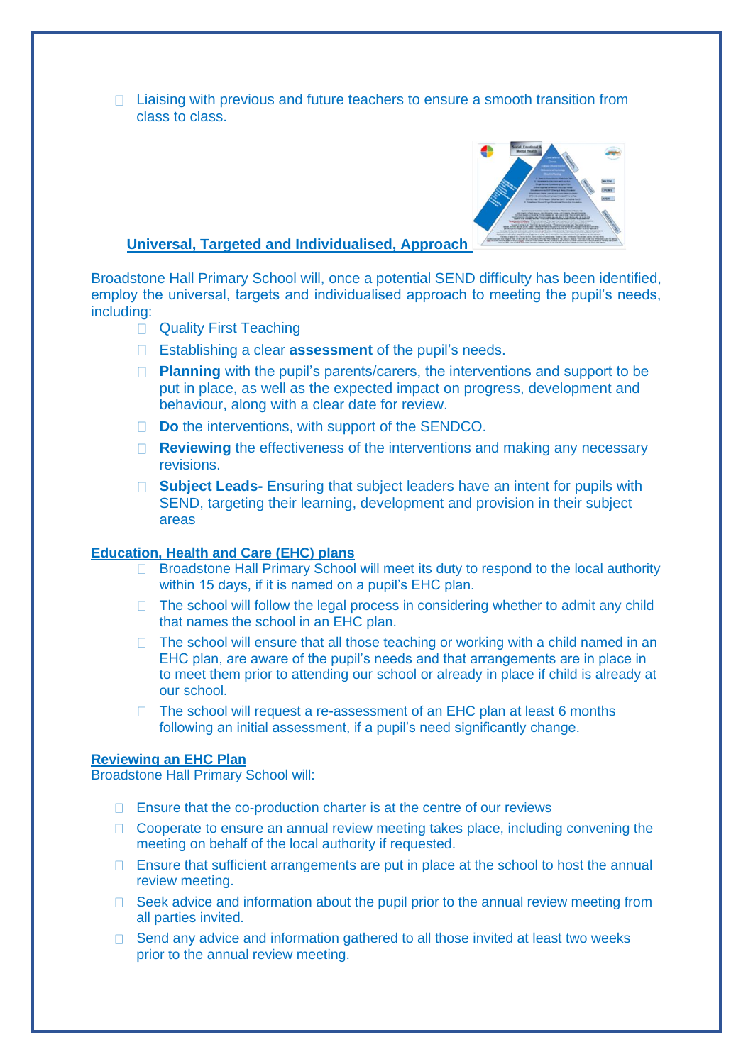- Liaising with previous and future teachers to ensure a smooth transition from class to class.

**Universal, Targeted and Individualised, Approach**

Broadstone Hall Primary School will, once a potential SEND difficulty has been identified, employ the universal, targets and individualised approach to meeting the pupil's needs, including:

- Quality First Teaching
- Establishing a clear **assessment** of the pupil's needs.
- **Planning** with the pupil's parents/carers, the interventions and support to be put in place, as well as the expected impact on progress, development and behaviour, along with a clear date for review.
- **Do** the interventions, with support of the SENDCO.
- **Reviewing** the effectiveness of the interventions and making any necessary revisions.
- **Subject Leads-** Ensuring that subject leaders have an intent for pupils with SEND, targeting their learning, development and provision in their subject areas

**Education, Health and Care (EHC) plans**

- Broadstone Hall Primary School will meet its duty to respond to the local authority within 15 days, if it is named on a pupil's EHC plan.
- The school will follow the legal process in considering whether to admit any child that names the school in an EHC plan.
- The school will ensure that all those teaching or working with a child named in an EHC plan, are aware of the pupil's needs and that arrangements are in place in to meet them prior to attending our school or already in place if child is already at our school.
- The school will request a re-assessment of an EHC plan at least 6 months following an initial assessment, if a pupil's need significantly change.

**Reviewing an EHC Plan**

Broadstone Hall Primary School will:

- Ensure that the co-production charter is at the centre of our reviews
- Cooperate to ensure an annual review meeting takes place, including convening the meeting on behalf of the local authority if requested.
- Ensure that sufficient arrangements are put in place at the school to host the annual review meeting.
- Seek advice and information about the pupil prior to the annual review meeting from all parties invited.
- Send any advice and information gathered to all those invited at least two weeks prior to the annual review meeting.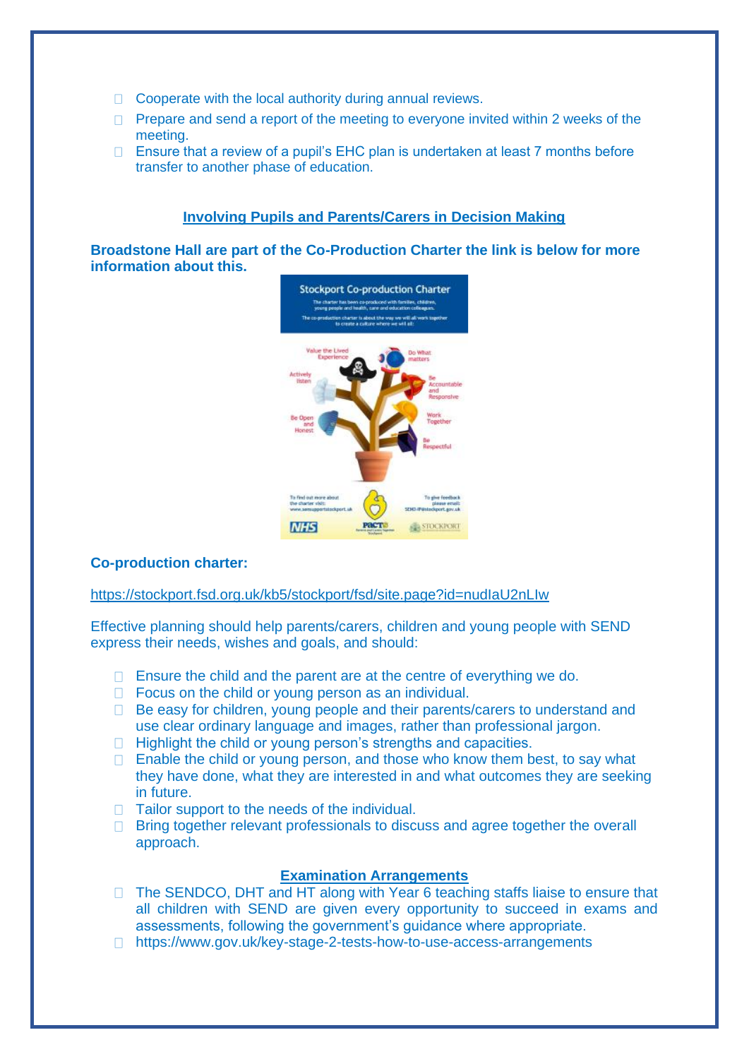- Cooperate with the local authority during annual reviews.
- Prepare and send a report of the meeting to everyone invited within 2 weeks of the meeting.
- Ensure that a review of a pupil's EHC plan is undertaken at least 7 months before transfer to another phase of education.

## Involving Pupils and Parents/Carers in Decision Making

**Broadstone Hall are part of the Co-Production Charter the link is below for more information about this.**

**Co-production charter:**

https://stockport.fsd.org.uk/kb5/stockport/fsd/site.page?id=nudIaU2nLIw

Effective planning should help parents/carers, children and young people with SEND express their needs, wishes and goals, and should:

- Ensure the child and the parent are at the centre of everything we do.
- Focus on the child or young person as an individual.
- Be easy for children, young people and their parents/carers to understand and use clear ordinary language and images, rather than professional jargon.
- Highlight the child or young person's strengths and capacities.
- Enable the child or young person, and those who know them best, to say what they have done, what they are interested in and what outcomes they are seeking in future.
- Tailor support to the needs of the individual.
- Bring together relevant professionals to discuss and agree together the overall approach.

## Examination Arrangements

- The SENDCO, DHT and HT along with Year 6 teaching staffs liaise to ensure that all children with SEND are given every opportunity to succeed in exams and assessments, following the government's guidance where appropriate.
- https://www.gov.uk/key-stage-2-tests-how-to-use-access-arrangements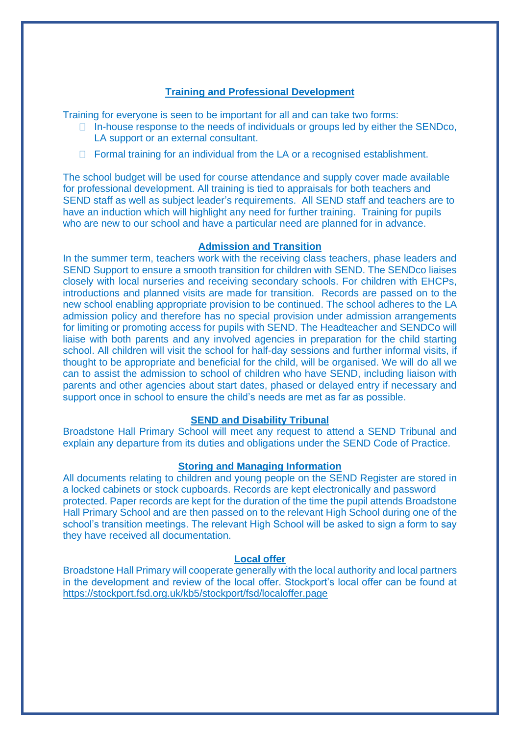## Training and Professional Development

Training for everyone is seen to be important for all and can take two forms:

- In-house response to the needs of individuals or groups led by either the SENDco, LA support or an external consultant.
- Formal training for an individual from the LA or a recognised establishment.

The school budget will be used for course attendance and supply cover made available for professional development. All training is tied to appraisals for both teachers and SEND staff as well as subject leader's requirements. All SEND staff and teachers are to have an induction which will highlight any need for further training. Training for pupils who are new to our school and have a particular need are planned for in advance.

## Admission and Transition

In the summer term, teachers work with the receiving class teachers, phase leaders and SEND Support to ensure a smooth transition for children with SEND. The SENDco liaises closely with local nurseries and receiving secondary schools. For children with EHCPs, introductions and planned visits are made for transition. Records are passed on to the new school enabling appropriate provision to be continued. The school adheres to the LA admission policy and therefore has no special provision under admission arrangements for limiting or promoting access for pupils with SEND. The Headteacher and SENDCo will liaise with both parents and any involved agencies in preparation for the child starting school. All children will visit the school for half-day sessions and further informal visits, if thought to be appropriate and beneficial for the child, will be organised. We will do all we can to assist the admission to school of children who have SEND, including liaison with parents and other agencies about start dates, phased or delayed entry if necessary and support once in school to ensure the child's needs are met as far as possible.

## SEND and Disability Tribunal

Broadstone Hall Primary School will meet any request to attend a SEND Tribunal and explain any departure from its duties and obligations under the SEND Code of Practice.

## Storing and Managing Information

All documents relating to children and young people on the SEND Register are stored in a locked cabinets or stock cupboards. Records are kept electronically and password protected. Paper records are kept for the duration of the time the pupil attends Broadstone Hall Primary School and are then passed on to the relevant High School during one of the school's transition meetings. The relevant High School will be asked to sign a form to say they have received all documentation.

## Local offer

Broadstone Hall Primary will cooperate generally with the local authority and local partners in the development and review of the local offer. Stockport's local offer can be found at https://stockport.fsd.org.uk/kb5/stockport/fsd/localoffer.page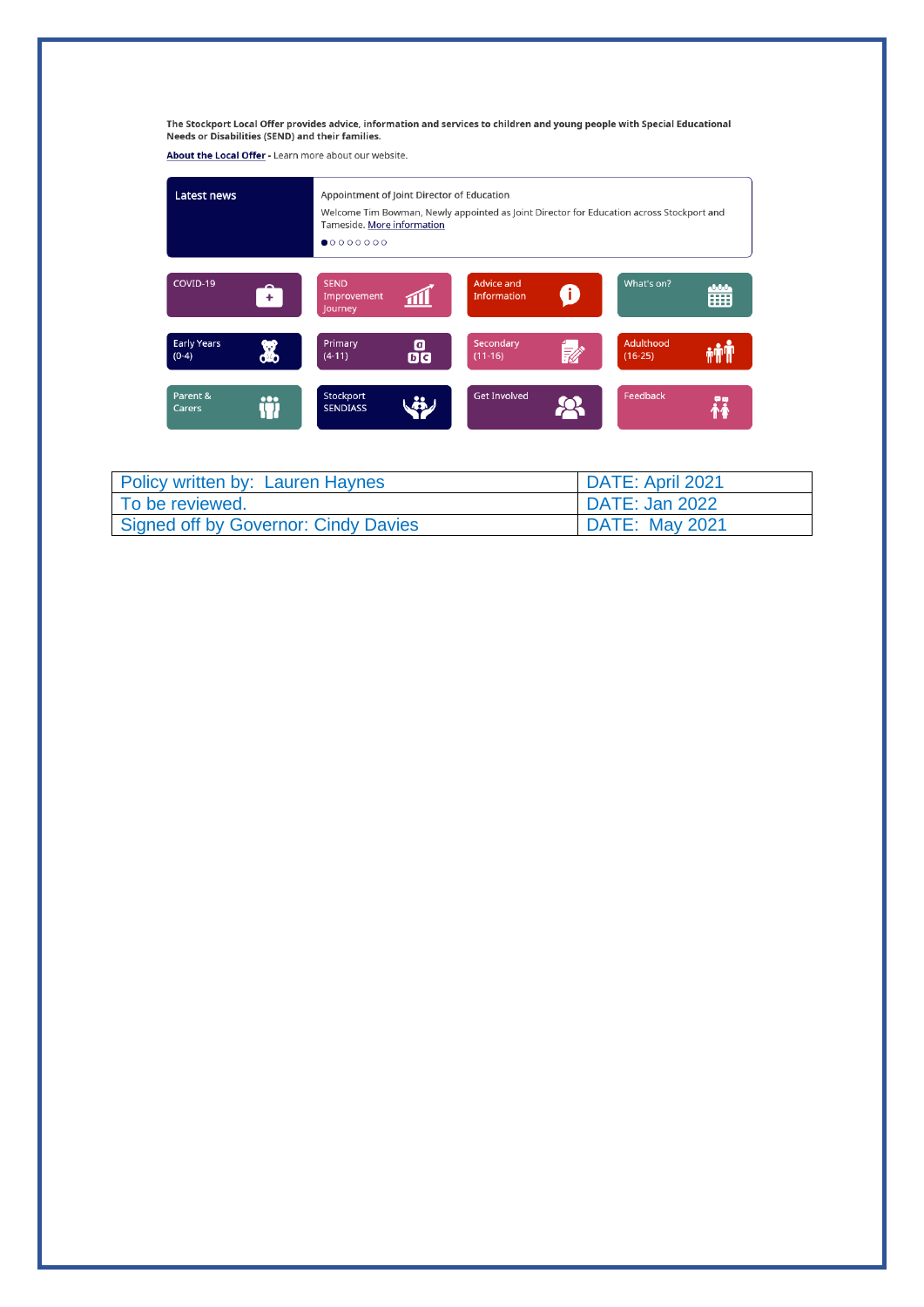The Stockport Local Offer provides advice, information and services to children and young people with Special Educational Needs or Disabilities (SEND) and their families.

About the Local Offer - Learn more about our website.

**Latest news**

Appointment of Joint Director of Education

Welcome Tim Bowman, Newly appointed as Joint Director for Education across Stockport and Tameside. More information

- COVID-19
- SEND Improvement Journey
- Advice and Information
- What's on?
- Early Years (0-4)
- Primary (4-11)
- Secondary (11-16)
- Adulthood (16-25)
- Parent & Carers
- Stockport SENDIASS
- Get Involved
- Feedback

| Policy written by: Lauren Haynes | DATE: April 2021 |
|---|---|
| To be reviewed. | DATE: Jan 2022 |
| Signed off by Governor: Cindy Davies | DATE: May 2021 |